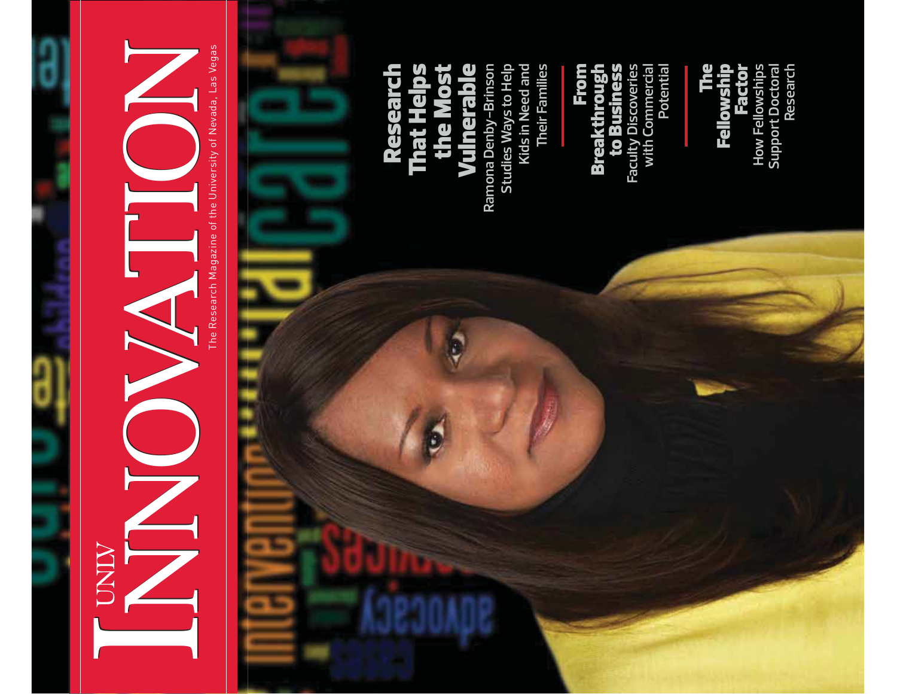# UNLV INNOVATION

The Research Magazine of the University of Nevada, Las Vegas

## Research That Helps the Most Vulnerable

Ramona Denby-Brinson Studies Ways to Help Kids in Need and Their Families

## From Breakthrough to Business

Faculty Discoveries with Commercial Potential

## The Fellowship Factor

How Fellowships Support Doctoral Research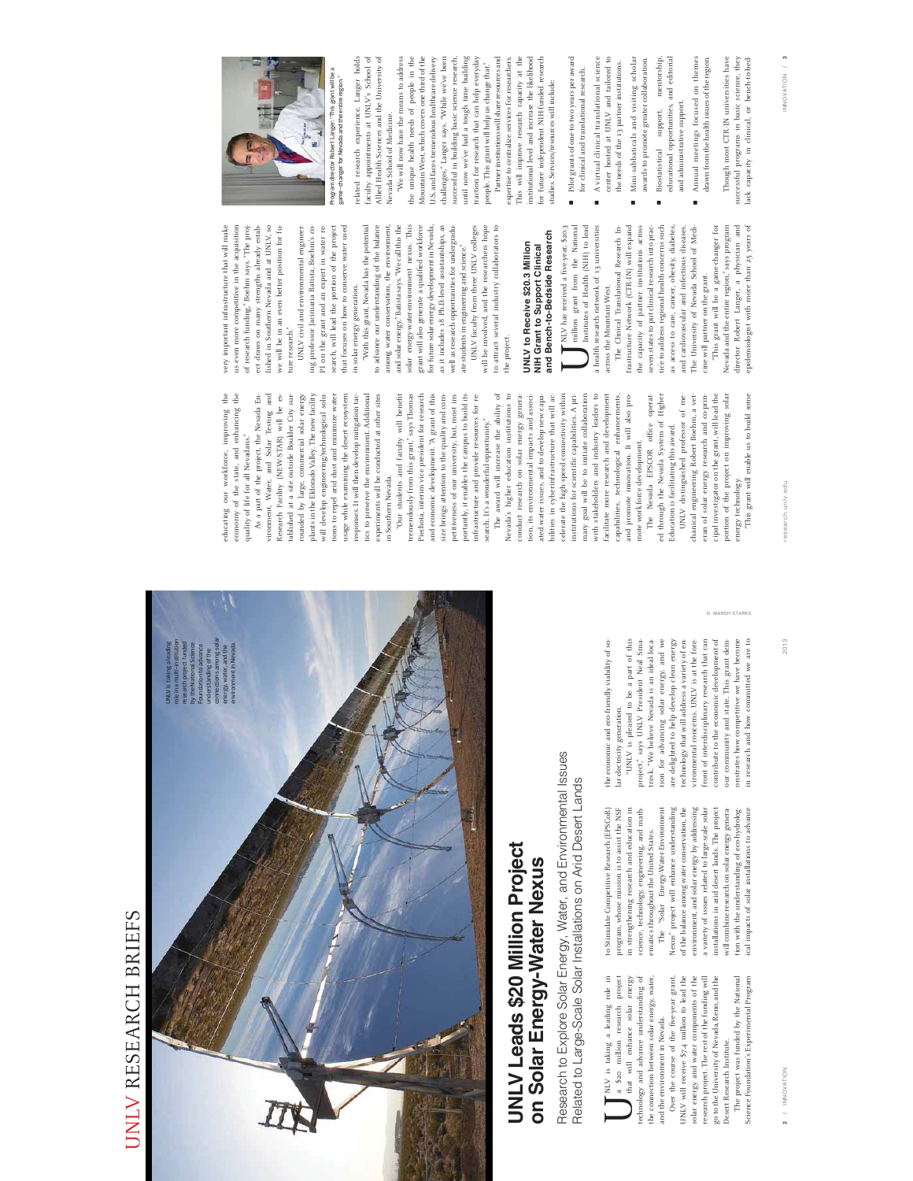# UNLV RESEARCH BRIEFS

UNLV is taking a leading role in a multi-institution research project funded by the National Science Foundation to advance understanding of the connections among solar energy, water, and the environment in Nevada.

R. MARSH STARKS

## UNLV Leads $20 Million Project on Solar Energy-Water Nexus

### Research to Explore Solar Energy, Water, and Environmental Issues Related to Large-Scale Solar Installations on Arid Desert Lands

UNLV is taking a leading role in a $20 million research project that will enhance solar energy technology and advance understanding of the connection between solar energy, water, and the environment in Nevada.

Over the course of the five-year grant, UNLV will receive $7.4 million to lead the solar energy and water components of the research project. The rest of the funding will go to the University of Nevada, Reno, and the Desert Research Institute.

The project was funded by the National Science Foundation's Experimental Program to Stimulate Competitive Research (EPSCoR) program, whose mission is to assist the NSF in strengthening research and education in science, technology, engineering, and mathematics throughout the United States.

The "Solar Energy-Water-Environment Nexus" project will enhance understanding of the balance among water conservation, the environment, and solar energy by addressing a variety of issues related to large-scale solar installations in arid and desert lands. The project will combine research on solar energy generation with the understanding of eco-hydrological impacts of solar installations to advance the economic and eco-friendly viability of solar electricity generation.

"UNLV is pleased to be a part of this project," says UNLV President Neal Smatresk. "We believe Nevada is an ideal location for advancing solar energy, and we are delighted to help develop clean energy technology that will address a variety of environmental concerns. UNLV is at the forefront of interdisciplinary research that can contribute to the economic development of our community and state. This grant demonstrates how competitive we have become in research and how committed we are to educating our workforce, improving the economy of the state, and enhancing the quality of life for all Nevadans."

As a part of the project, the Nevada Environment, Water, and Solar Testing and Research Facility (NEW-STAR) will be established at a site outside Boulder City surrounded by large, commercial solar energy plants in the Eldorado Valley. The new facility will develop engineering/technological solutions to repel and dust and minimize water usage while examining the desert ecosystem responses. It will then develop mitigation tactics to preserve the environment. Additional experiments will be conducted at other sites in Southern Nevada.

"Our students and faculty will benefit tremendously from this grant," says Thomas Piechota, interim vice president for research and economic development. "A grant of this size brings attention to the quality and competitiveness of our university, but, most importantly, it enables the campus to build its infrastructure and provide resources for research. It's a wonderful opportunity."

The award will increase the ability of Nevada's higher education institutions to conduct research on solar energy generation, its environmental impacts and associated water issues, and to develop new capabilities in cyberinfrastructure that will accelerate the high-speed connectivity within institutions for scientific capabilities. A primary goal will be to initiate collaboration with stakeholders and industry leaders to facilitate more research and development capabilities, technological enhancements, and promote innovation. It will also promote workforce development.

The Nevada EPSCoR office operated through the Nevada System of Higher Education is facilitating this award.

UNLV distinguished professor of mechanical engineering Robert Boehm, a veteran of solar energy research and co-principal investigator on the grant will lead the portion of the project on improving solar energy technology.

"This grant will enable us to build some very important infrastructure that will make us even more competitive in the acquisition of research funding," Boehm says. "The project draws on many strengths already established in Southern Nevada and at UNLV, so we will be in an even better position for future research."

UNLV civil and environmental engineering professor Jacimaria Batista, Boehm's co-PI on the grant and an expert in water research, will lead the portion of the project that focuses on how to conserve water used in solar energy generation.

"With this grant, Nevada has the potential to advance our understanding of the balance among water conservation, the environment, and solar energy," Batista says. "We call this the solar energy-water-environment nexus. This grant will also generate a qualified workforce for future solar energy development in Nevada, as it includes 18 Ph.D.-level assistantships, as well as research opportunities for undergraduate students in engineering and science."

UNLV faculty from three UNLV colleges will be involved, and the researchers hope to attract several industry collaborators to the project.

## UNLV to Receive $20.3 Million NIH Grant to Support Clinical and Bench-to-Bedside Research

UNLV has received a five-year, $20.3 million grant from the National Institutes of Health (NIH) to lead a health research network of 13 universities across the Mountain West.

The Clinical Translational Research Infrastructure Network (CTR-IN) will expand the capacity of partner institutions across seven states to put clinical research into practice to address regional health concerns such as access to care, cancer, obesity, diabetes, and cardiovascular and infectious diseases. The University of Nevada School of Medicine will partner on the grant.

"This grant will be a game-changer for Nevada and the entire region," says program director Robert Langer, a physician and epidemiologist with more than 25 years of related research experience. Langer holds faculty appointments at UNLV's School of Allied Health Sciences and the University of Nevada School of Medicine.

"We will now have the means to address the unique health needs of people in the Mountain West, which covers one third of the U.S. and faces tremendous healthcare delivery challenges," Langer says. "While we've been successful in building basic science research, until now we've had a tough time building traction for research that can help everyday people. This grant will help us change that."

Partner institutions will share resources and expertise to centralize services for researchers. This will improve research capacity at the institutional level and increase the likelihood for future independent NIH-funded research studies. Services/resources will include:

- Pilot grants of one-to-two years per award for clinical and translational research.
- A virtual clinical translational science center hosted at UNLV and tailored to the needs of the 13 partner institutions.
- Mini-sabbaticals and visiting scholar awards to promote greater collaboration.
- Biostatistical support, mentorship, educational opportunities, and editorial and administrative support.
- Annual meetings focused on themes drawn from the health issues of the region.

Though most CTR-IN universities have successful programs in basic science, they lack capacity in clinical, or bench-to-bed-

Program director Robert Langer: "This grant will be a game-changer for Nevada and the entire region."